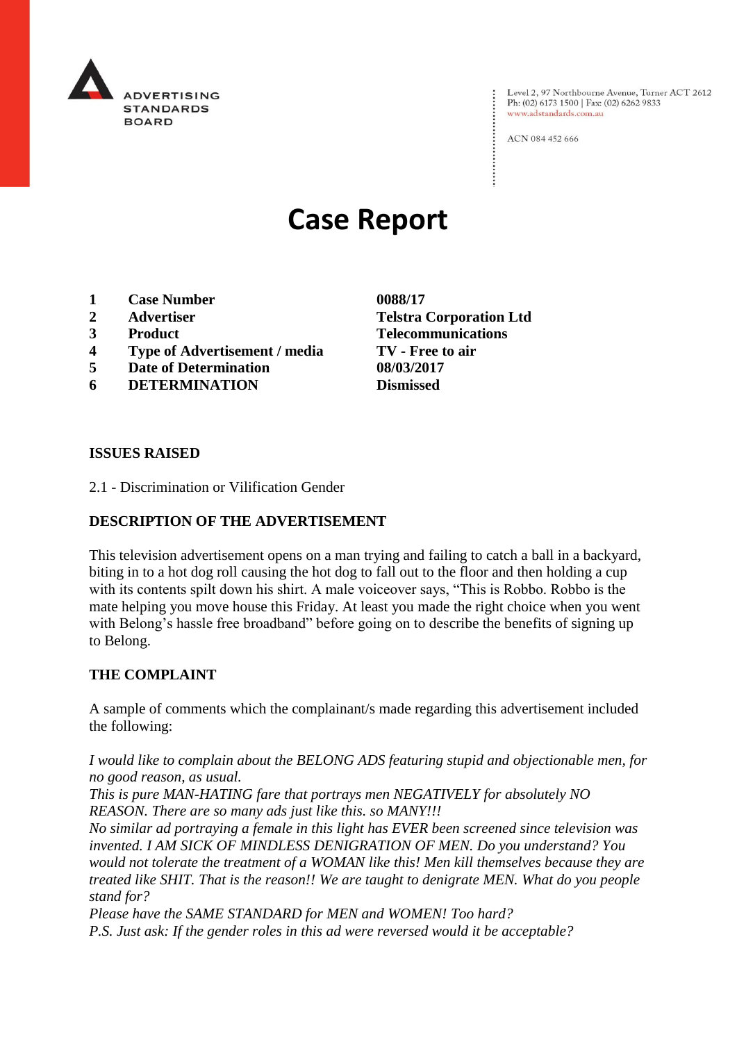ADVERTISING STANDARDS BOARD

Level 2, 97 Northbourne Avenue, Turner ACT 2612
Ph: (02) 6173 1500 | Fax: (02) 6262 9833
www.adstandards.com.au

ACN 084 452 666

# Case Report

| | | |
|---|---|---|
| **1** | **Case Number** | **0088/17** |
| **2** | **Advertiser** | **Telstra Corporation Ltd** |
| **3** | **Product** | **Telecommunications** |
| **4** | **Type of Advertisement / media** | **TV - Free to air** |
| **5** | **Date of Determination** | **08/03/2017** |
| **6** | **DETERMINATION** | **Dismissed** |

**ISSUES RAISED**

2.1 - Discrimination or Vilification Gender

**DESCRIPTION OF THE ADVERTISEMENT**

This television advertisement opens on a man trying and failing to catch a ball in a backyard, biting in to a hot dog roll causing the hot dog to fall out to the floor and then holding a cup with its contents spilt down his shirt. A male voiceover says, "This is Robbo. Robbo is the mate helping you move house this Friday. At least you made the right choice when you went with Belong's hassle free broadband" before going on to describe the benefits of signing up to Belong.

**THE COMPLAINT**

A sample of comments which the complainant/s made regarding this advertisement included the following:

*I would like to complain about the BELONG ADS featuring stupid and objectionable men, for no good reason, as usual.*
*This is pure MAN-HATING fare that portrays men NEGATIVELY for absolutely NO REASON. There are so many ads just like this. so MANY!!!*
*No similar ad portraying a female in this light has EVER been screened since television was invented. I AM SICK OF MINDLESS DENIGRATION OF MEN. Do you understand? You would not tolerate the treatment of a WOMAN like this! Men kill themselves because they are treated like SHIT. That is the reason!! We are taught to denigrate MEN. What do you people stand for?*
*Please have the SAME STANDARD for MEN and WOMEN! Too hard?*
*P.S. Just ask: If the gender roles in this ad were reversed would it be acceptable?*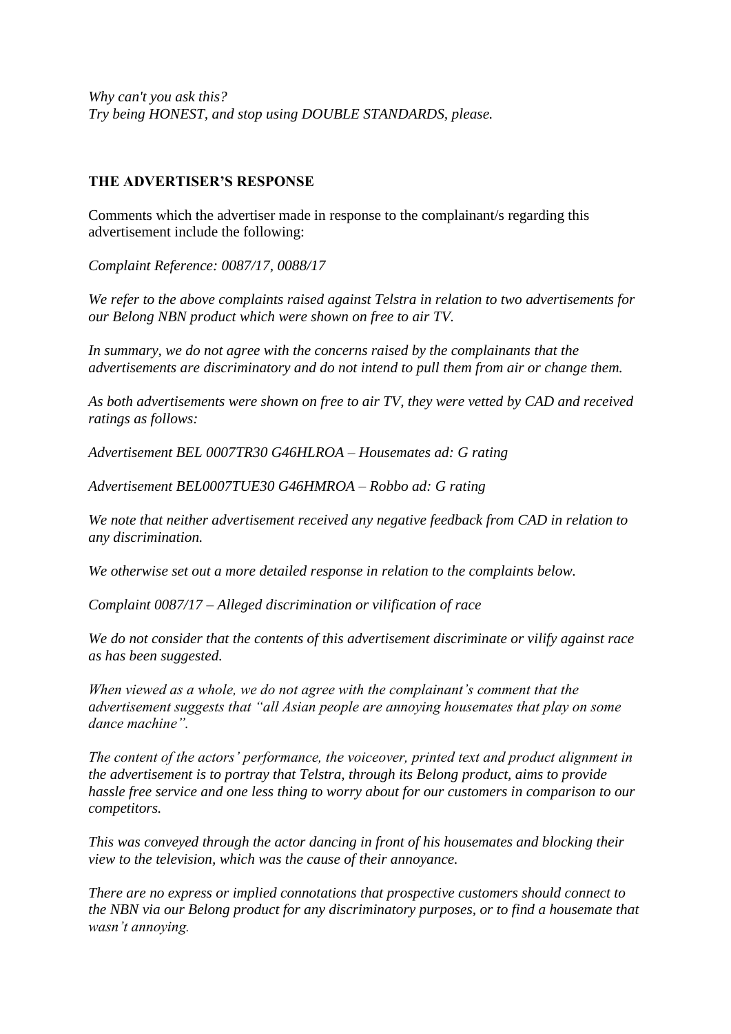*Why can't you ask this?*
*Try being HONEST, and stop using DOUBLE STANDARDS, please.*

**THE ADVERTISER'S RESPONSE**

Comments which the advertiser made in response to the complainant/s regarding this advertisement include the following:

*Complaint Reference: 0087/17, 0088/17*

*We refer to the above complaints raised against Telstra in relation to two advertisements for our Belong NBN product which were shown on free to air TV.*

*In summary, we do not agree with the concerns raised by the complainants that the advertisements are discriminatory and do not intend to pull them from air or change them.*

*As both advertisements were shown on free to air TV, they were vetted by CAD and received ratings as follows:*

*Advertisement BEL 0007TR30 G46HLROA – Housemates ad: G rating*

*Advertisement BEL0007TUE30 G46HMROA – Robbo ad: G rating*

*We note that neither advertisement received any negative feedback from CAD in relation to any discrimination.*

*We otherwise set out a more detailed response in relation to the complaints below.*

*Complaint 0087/17 – Alleged discrimination or vilification of race*

*We do not consider that the contents of this advertisement discriminate or vilify against race as has been suggested.*

*When viewed as a whole, we do not agree with the complainant's comment that the advertisement suggests that "all Asian people are annoying housemates that play on some dance machine".*

*The content of the actors' performance, the voiceover, printed text and product alignment in the advertisement is to portray that Telstra, through its Belong product, aims to provide hassle free service and one less thing to worry about for our customers in comparison to our competitors.*

*This was conveyed through the actor dancing in front of his housemates and blocking their view to the television, which was the cause of their annoyance.*

*There are no express or implied connotations that prospective customers should connect to the NBN via our Belong product for any discriminatory purposes, or to find a housemate that wasn't annoying.*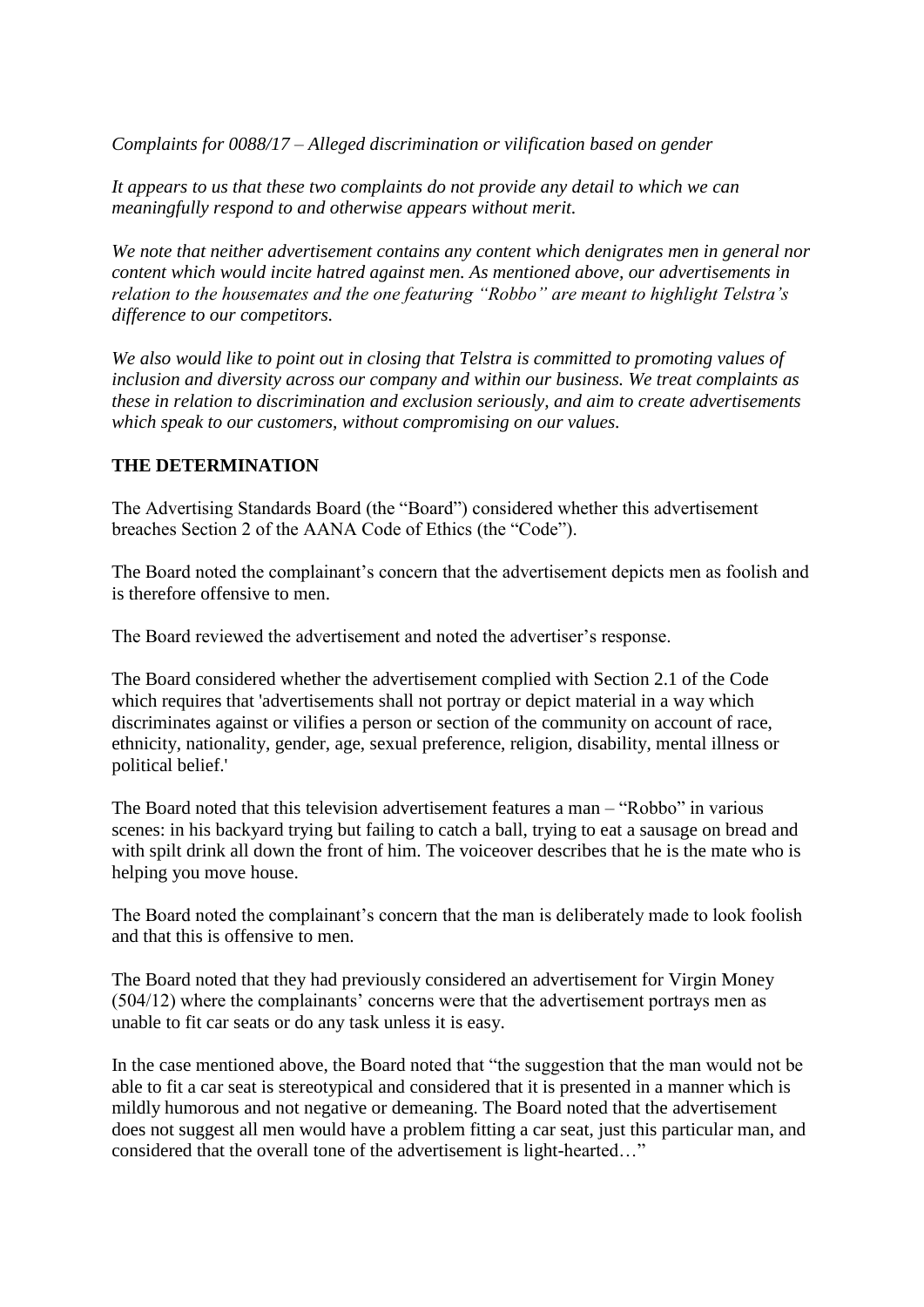*Complaints for 0088/17 – Alleged discrimination or vilification based on gender*

*It appears to us that these two complaints do not provide any detail to which we can meaningfully respond to and otherwise appears without merit.*

*We note that neither advertisement contains any content which denigrates men in general nor content which would incite hatred against men. As mentioned above, our advertisements in relation to the housemates and the one featuring "Robbo" are meant to highlight Telstra's difference to our competitors.*

*We also would like to point out in closing that Telstra is committed to promoting values of inclusion and diversity across our company and within our business. We treat complaints as these in relation to discrimination and exclusion seriously, and aim to create advertisements which speak to our customers, without compromising on our values.*

**THE DETERMINATION**

The Advertising Standards Board (the "Board") considered whether this advertisement breaches Section 2 of the AANA Code of Ethics (the "Code").

The Board noted the complainant's concern that the advertisement depicts men as foolish and is therefore offensive to men.

The Board reviewed the advertisement and noted the advertiser's response.

The Board considered whether the advertisement complied with Section 2.1 of the Code which requires that 'advertisements shall not portray or depict material in a way which discriminates against or vilifies a person or section of the community on account of race, ethnicity, nationality, gender, age, sexual preference, religion, disability, mental illness or political belief.'

The Board noted that this television advertisement features a man – "Robbo" in various scenes: in his backyard trying but failing to catch a ball, trying to eat a sausage on bread and with spilt drink all down the front of him. The voiceover describes that he is the mate who is helping you move house.

The Board noted the complainant's concern that the man is deliberately made to look foolish and that this is offensive to men.

The Board noted that they had previously considered an advertisement for Virgin Money (504/12) where the complainants' concerns were that the advertisement portrays men as unable to fit car seats or do any task unless it is easy.

In the case mentioned above, the Board noted that "the suggestion that the man would not be able to fit a car seat is stereotypical and considered that it is presented in a manner which is mildly humorous and not negative or demeaning. The Board noted that the advertisement does not suggest all men would have a problem fitting a car seat, just this particular man, and considered that the overall tone of the advertisement is light-hearted…"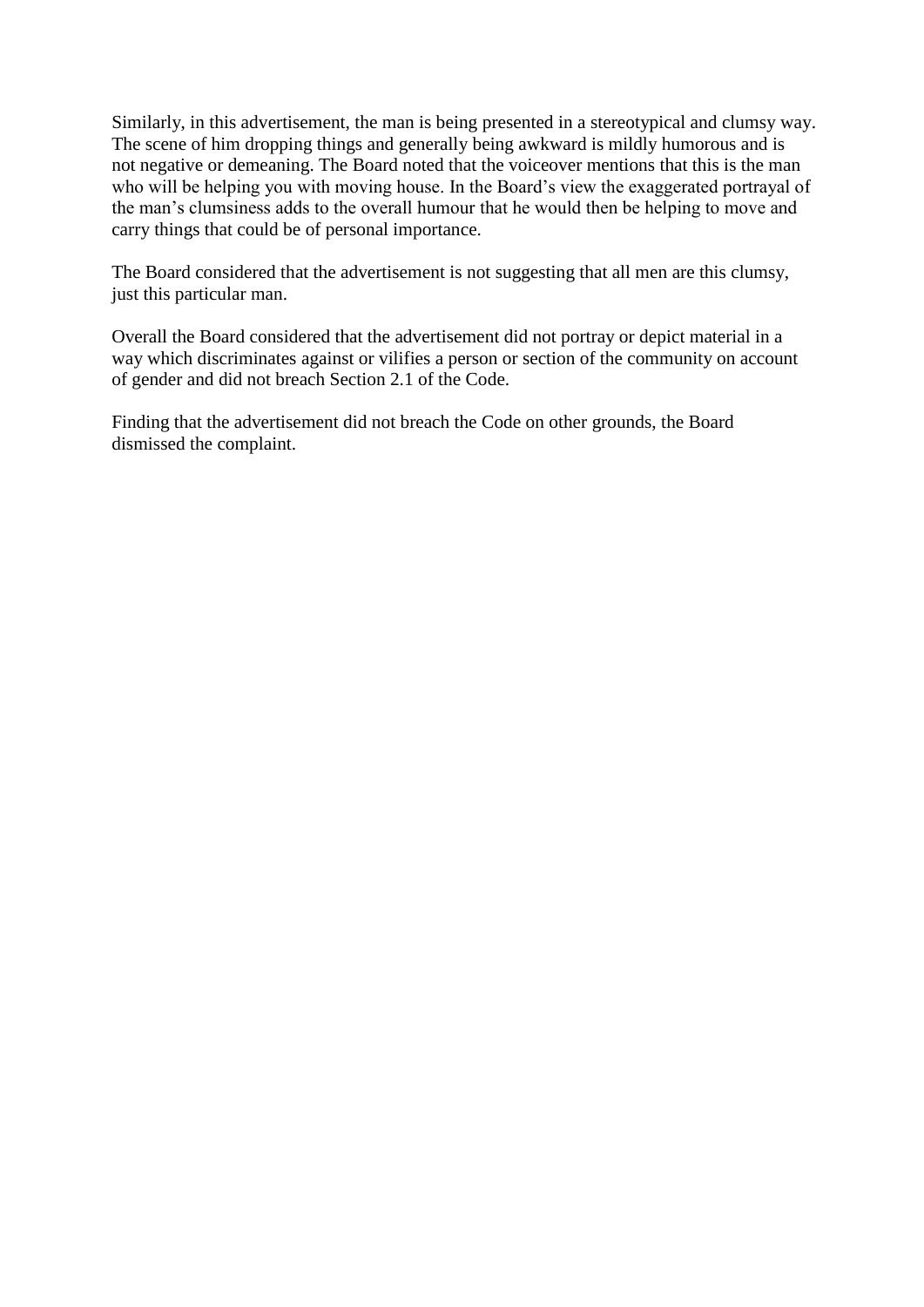Similarly, in this advertisement, the man is being presented in a stereotypical and clumsy way. The scene of him dropping things and generally being awkward is mildly humorous and is not negative or demeaning. The Board noted that the voiceover mentions that this is the man who will be helping you with moving house. In the Board's view the exaggerated portrayal of the man's clumsiness adds to the overall humour that he would then be helping to move and carry things that could be of personal importance.

The Board considered that the advertisement is not suggesting that all men are this clumsy, just this particular man.

Overall the Board considered that the advertisement did not portray or depict material in a way which discriminates against or vilifies a person or section of the community on account of gender and did not breach Section 2.1 of the Code.

Finding that the advertisement did not breach the Code on other grounds, the Board dismissed the complaint.